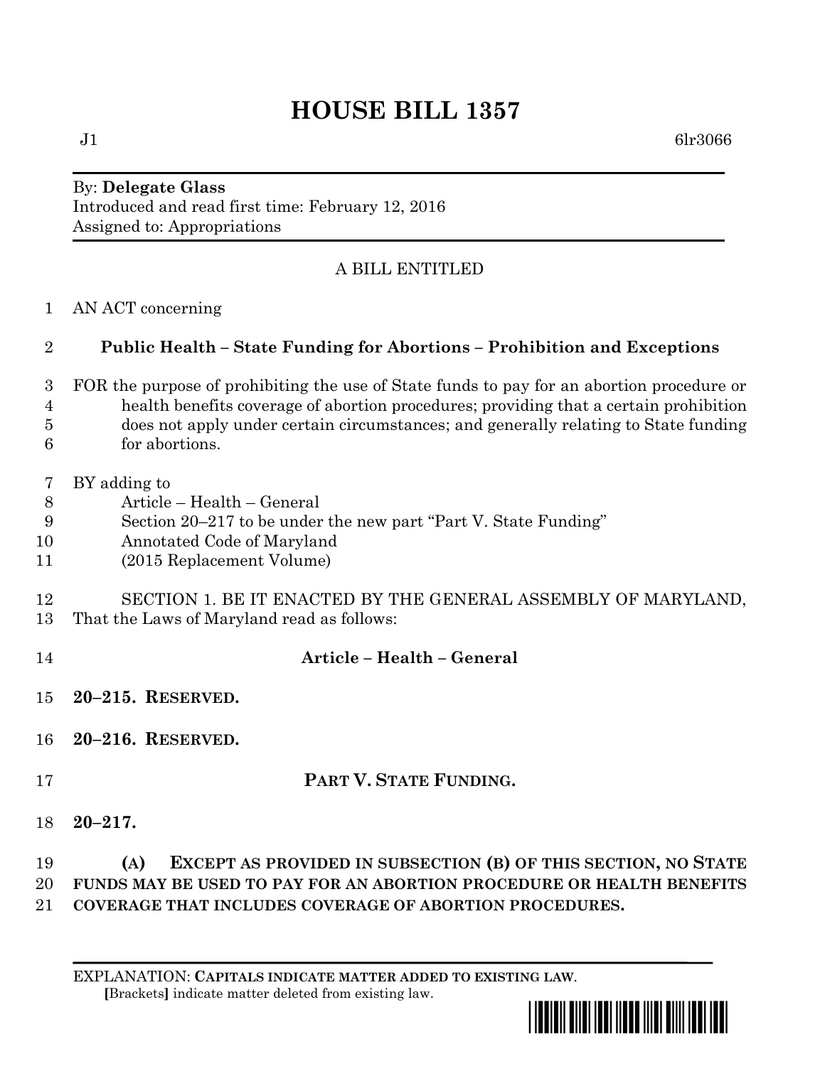# HOUSE BILL 1357

J1 6lr3066

By: **Delegate Glass**
Introduced and read first time: February 12, 2016
Assigned to: Appropriations

A BILL ENTITLED

1 AN ACT concerning

2 **Public Health – State Funding for Abortions – Prohibition and Exceptions**

3 FOR the purpose of prohibiting the use of State funds to pay for an abortion procedure or
4 health benefits coverage of abortion procedures; providing that a certain prohibition
5 does not apply under certain circumstances; and generally relating to State funding
6 for abortions.

7 BY adding to
8 Article – Health – General
9 Section 20–217 to be under the new part "Part V. State Funding"
10 Annotated Code of Maryland
11 (2015 Replacement Volume)

12 SECTION 1. BE IT ENACTED BY THE GENERAL ASSEMBLY OF MARYLAND,
13 That the Laws of Maryland read as follows:

14 **Article – Health – General**

15 **20–215. RESERVED.**

16 **20–216. RESERVED.**

17 **PART V. STATE FUNDING.**

18 **20–217.**

19 **(A) EXCEPT AS PROVIDED IN SUBSECTION (B) OF THIS SECTION, NO STATE**
20 **FUNDS MAY BE USED TO PAY FOR AN ABORTION PROCEDURE OR HEALTH BENEFITS**
21 **COVERAGE THAT INCLUDES COVERAGE OF ABORTION PROCEDURES.**

EXPLANATION: **CAPITALS INDICATE MATTER ADDED TO EXISTING LAW.**
[Brackets] indicate matter deleted from existing law.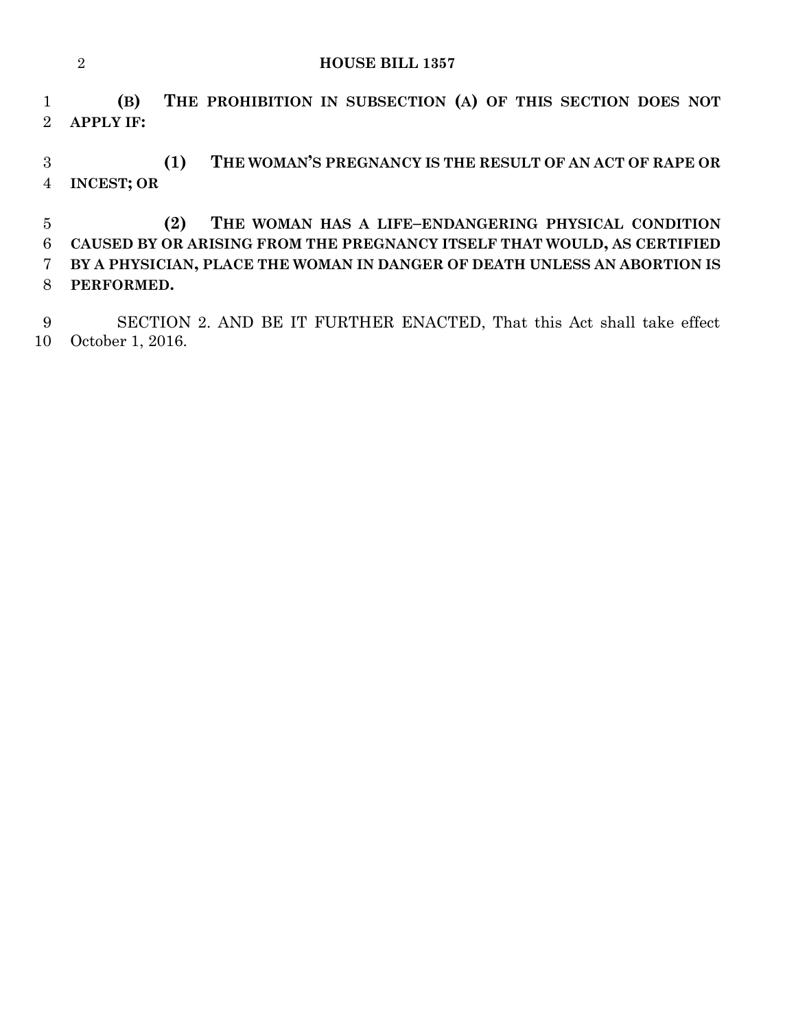**(B) THE PROHIBITION IN SUBSECTION (A) OF THIS SECTION DOES NOT APPLY IF:**

**(1) THE WOMAN'S PREGNANCY IS THE RESULT OF AN ACT OF RAPE OR INCEST; OR**

**(2) THE WOMAN HAS A LIFE–ENDANGERING PHYSICAL CONDITION CAUSED BY OR ARISING FROM THE PREGNANCY ITSELF THAT WOULD, AS CERTIFIED BY A PHYSICIAN, PLACE THE WOMAN IN DANGER OF DEATH UNLESS AN ABORTION IS PERFORMED.**

SECTION 2. AND BE IT FURTHER ENACTED, That this Act shall take effect October 1, 2016.